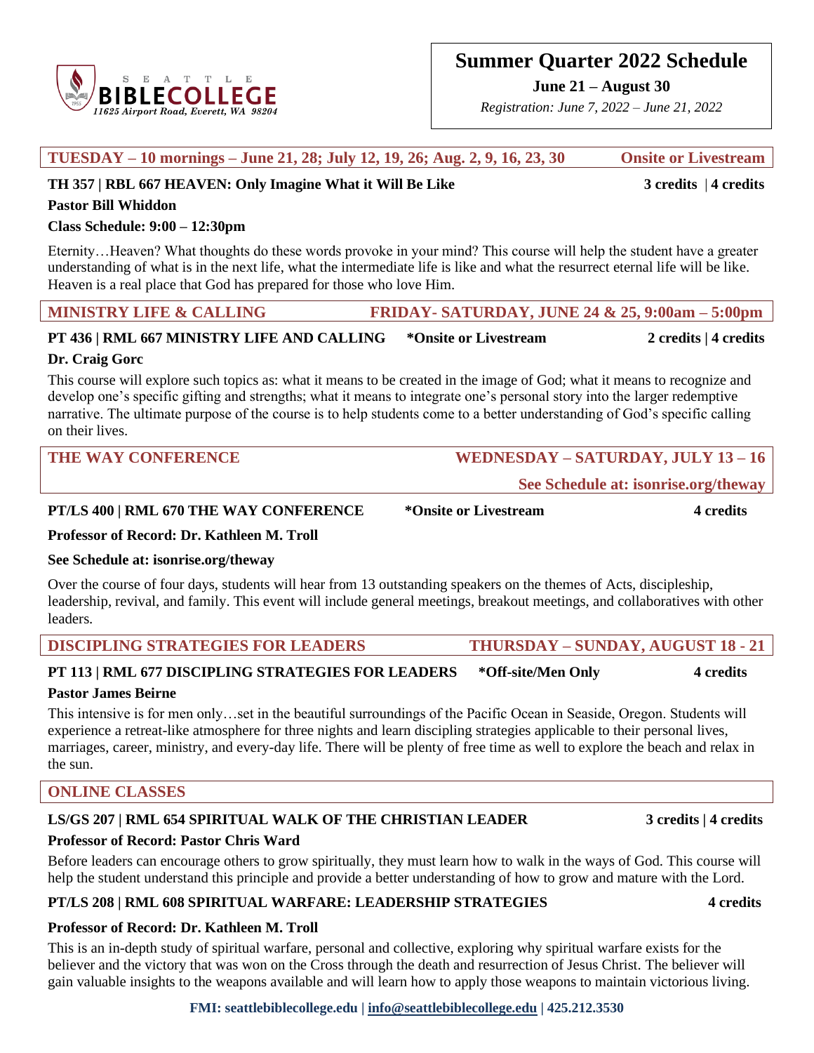SEATTLE BIBLE COLLEGE
*11625 Airport Road, Everett, WA 98204*

# Summer Quarter 2022 Schedule

**June 21 – August 30**

*Registration: June 7, 2022 – June 21, 2022*

## TUESDAY – 10 mornings – June 21, 28; July 12, 19, 26; Aug. 2, 9, 16, 23, 30 — Onsite or Livestream

**TH 357 | RBL 667 HEAVEN: Only Imagine What it Will Be Like** — **3 credits | 4 credits**

**Pastor Bill Whiddon**

**Class Schedule: 9:00 – 12:30pm**

Eternity…Heaven? What thoughts do these words provoke in your mind? This course will help the student have a greater understanding of what is in the next life, what the intermediate life is like and what the resurrect eternal life will be like. Heaven is a real place that God has prepared for those who love Him.

## MINISTRY LIFE & CALLING — FRIDAY- SATURDAY, JUNE 24 & 25, 9:00am – 5:00pm

**PT 436 | RML 667 MINISTRY LIFE AND CALLING** — ***Onsite or Livestream** — **2 credits | 4 credits**

**Dr. Craig Gorc**

This course will explore such topics as: what it means to be created in the image of God; what it means to recognize and develop one's specific gifting and strengths; what it means to integrate one's personal story into the larger redemptive narrative. The ultimate purpose of the course is to help students come to a better understanding of God's specific calling on their lives.

## THE WAY CONFERENCE — WEDNESDAY – SATURDAY, JULY 13 – 16

**See Schedule at: isonrise.org/theway**

**PT/LS 400 | RML 670 THE WAY CONFERENCE** — ***Onsite or Livestream** — **4 credits**

**Professor of Record: Dr. Kathleen M. Troll**

**See Schedule at: isonrise.org/theway**

Over the course of four days, students will hear from 13 outstanding speakers on the themes of Acts, discipleship, leadership, revival, and family. This event will include general meetings, breakout meetings, and collaboratives with other leaders.

## DISCIPLING STRATEGIES FOR LEADERS — THURSDAY – SUNDAY, AUGUST 18 - 21

**PT 113 | RML 677 DISCIPLING STRATEGIES FOR LEADERS** — ***Off-site/Men Only** — **4 credits**

**Pastor James Beirne**

This intensive is for men only…set in the beautiful surroundings of the Pacific Ocean in Seaside, Oregon. Students will experience a retreat-like atmosphere for three nights and learn discipling strategies applicable to their personal lives, marriages, career, ministry, and every-day life. There will be plenty of free time as well to explore the beach and relax in the sun.

## ONLINE CLASSES

**LS/GS 207 | RML 654 SPIRITUAL WALK OF THE CHRISTIAN LEADER** — **3 credits | 4 credits**

**Professor of Record: Pastor Chris Ward**

Before leaders can encourage others to grow spiritually, they must learn how to walk in the ways of God. This course will help the student understand this principle and provide a better understanding of how to grow and mature with the Lord.

**PT/LS 208 | RML 608 SPIRITUAL WARFARE: LEADERSHIP STRATEGIES** — **4 credits**

**Professor of Record: Dr. Kathleen M. Troll**

This is an in-depth study of spiritual warfare, personal and collective, exploring why spiritual warfare exists for the believer and the victory that was won on the Cross through the death and resurrection of Jesus Christ. The believer will gain valuable insights to the weapons available and will learn how to apply those weapons to maintain victorious living.

**FMI: seattlebiblecollege.edu | info@seattlebiblecollege.edu | 425.212.3530**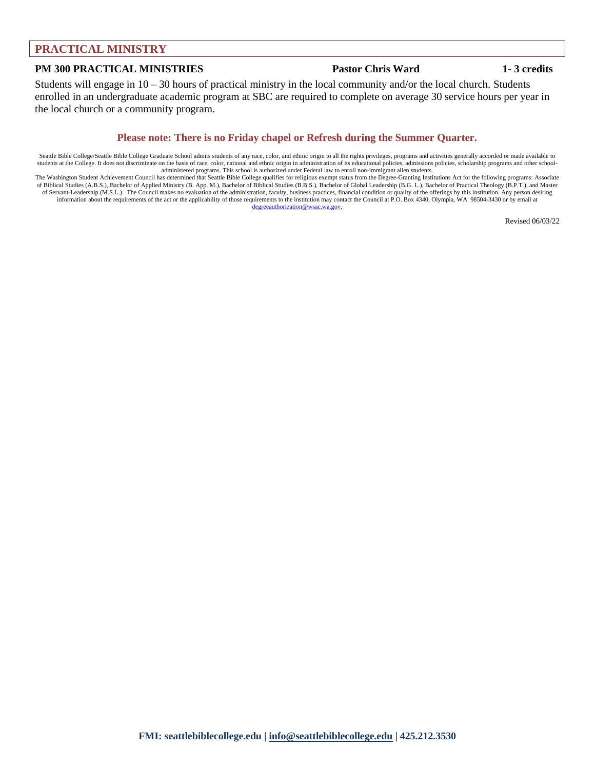## PRACTICAL MINISTRY

**PM 300 PRACTICAL MINISTRIES** **Pastor Chris Ward** **1- 3 credits**

Students will engage in 10 – 30 hours of practical ministry in the local community and/or the local church. Students enrolled in an undergraduate academic program at SBC are required to complete on average 30 service hours per year in the local church or a community program.

**Please note: There is no Friday chapel or Refresh during the Summer Quarter.**

Seattle Bible College/Seattle Bible College Graduate School admits students of any race, color, and ethnic origin to all the rights privileges, programs and activities generally accorded or made available to students at the College. It does not discriminate on the basis of race, color, national and ethnic origin in administration of its educational policies, admissions policies, scholarship programs and other school-administered programs. This school is authorized under Federal law to enroll non-immigrant alien students.

The Washington Student Achievement Council has determined that Seattle Bible College qualifies for religious exempt status from the Degree-Granting Institutions Act for the following programs: Associate of Biblical Studies (A.B.S.), Bachelor of Applied Ministry (B. App. M.), Bachelor of Biblical Studies (B.B.S.), Bachelor of Global Leadership (B.G. L.), Bachelor of Practical Theology (B.P.T.), and Master of Servant-Leadership (M.S.L.). The Council makes no evaluation of the administration, faculty, business practices, financial condition or quality of the offerings by this institution. Any person desiring information about the requirements of the act or the applicability of those requirements to the institution may contact the Council at P.O. Box 4340, Olympia, WA 98504-3430 or by email at degreeauthorization@wsac.wa.gov.

Revised 06/03/22

**FMI: seattlebiblecollege.edu | info@seattlebiblecollege.edu | 425.212.3530**